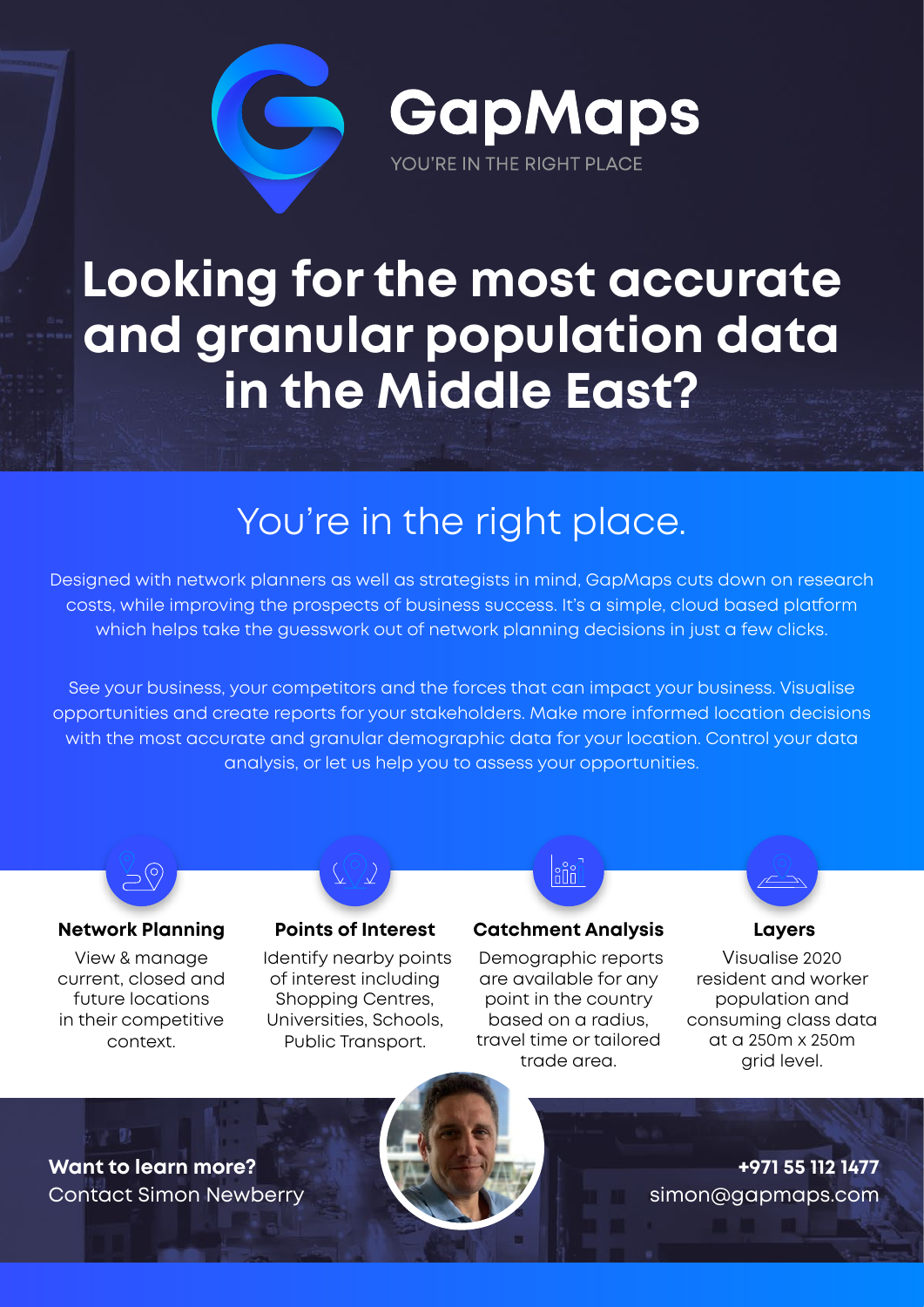# GapMaps

YOU'RE IN THE RIGHT PLACE

# Looking for the most accurate and granular population data in the Middle East?

## You're in the right place.

Designed with network planners as well as strategists in mind, GapMaps cuts down on research costs, while improving the prospects of business success. It's a simple, cloud based platform which helps take the guesswork out of network planning decisions in just a few clicks.

See your business, your competitors and the forces that can impact your business. Visualise opportunities and create reports for your stakeholders. Make more informed location decisions with the most accurate and granular demographic data for your location. Control your data analysis, or let us help you to assess your opportunities.

### Network Planning

View & manage current, closed and future locations in their competitive context.

### Points of Interest

Identify nearby points of interest including Shopping Centres, Universities, Schools, Public Transport.

### Catchment Analysis

Demographic reports are available for any point in the country based on a radius, travel time or tailored trade area.

### Layers

Visualise 2020 resident and worker population and consuming class data at a 250m x 250m grid level.

**Want to learn more?**
Contact Simon Newberry

**+971 55 112 1477**
simon@gapmaps.com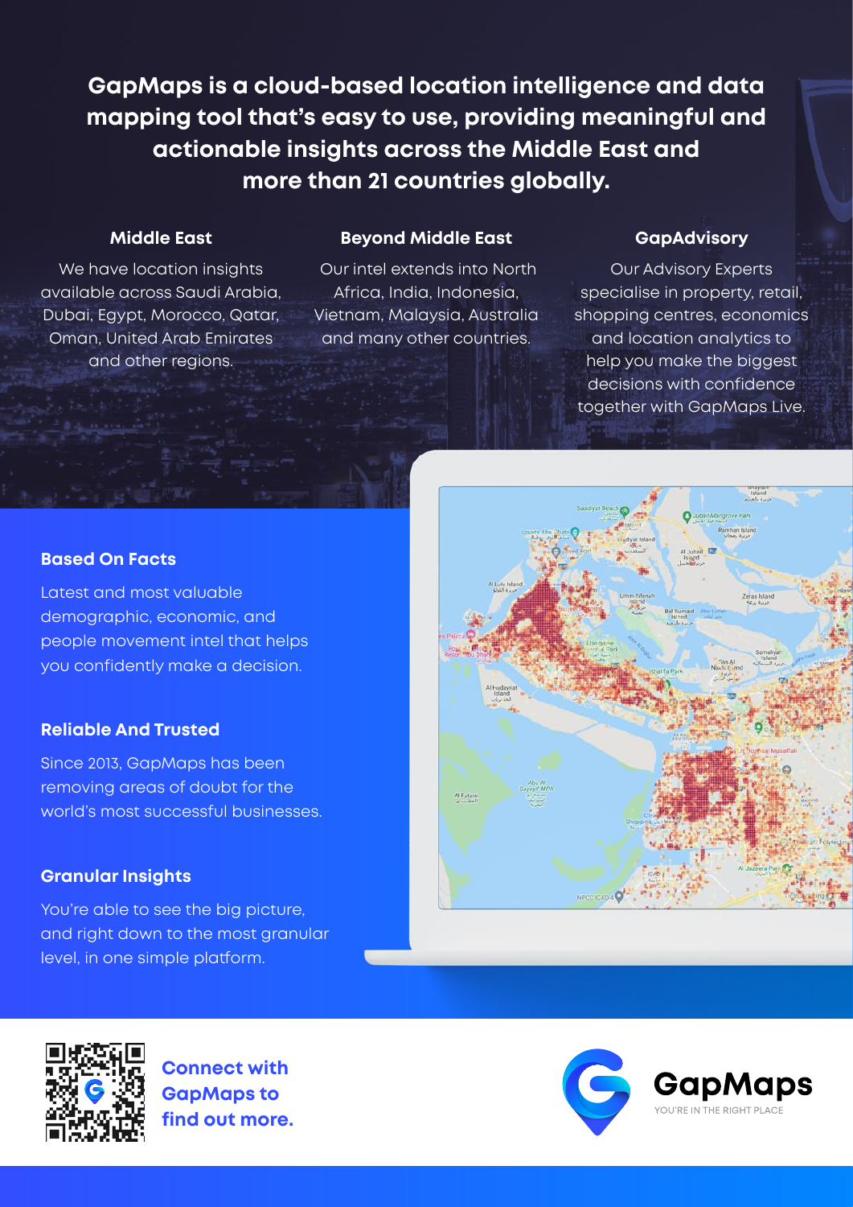**GapMaps is a cloud-based location intelligence and data mapping tool that's easy to use, providing meaningful and actionable insights across the Middle East and more than 21 countries globally.**

### Middle East

We have location insights available across Saudi Arabia, Dubai, Egypt, Morocco, Qatar, Oman, United Arab Emirates and other regions.

### Beyond Middle East

Our intel extends into North Africa, India, Indonesia, Vietnam, Malaysia, Australia and many other countries.

### GapAdvisory

Our Advisory Experts specialise in property, retail, shopping centres, economics and location analytics to help you make the biggest decisions with confidence together with GapMaps Live.

### Based On Facts

Latest and most valuable demographic, economic, and people movement intel that helps you confidently make a decision.

### Reliable And Trusted

Since 2013, GapMaps has been removing areas of doubt for the world's most successful businesses.

### Granular Insights

You're able to see the big picture, and right down to the most granular level, in one simple platform.

**Connect with GapMaps to find out more.**

GapMaps
YOU'RE IN THE RIGHT PLACE